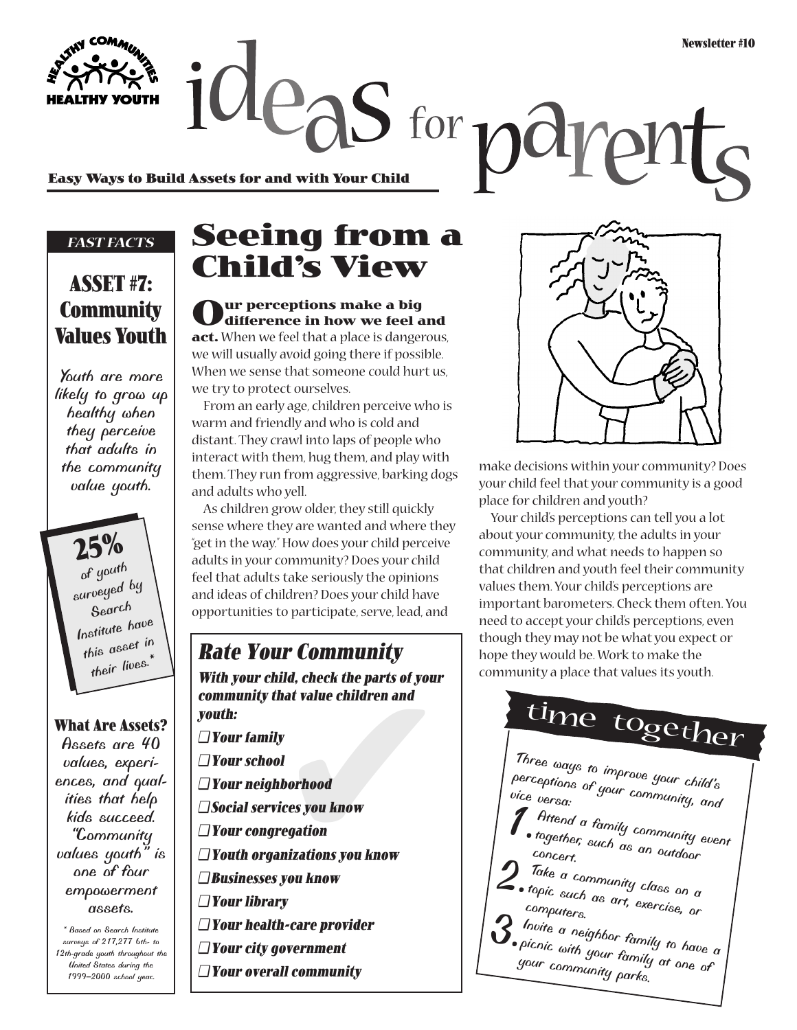Newsletter #10

# ideas for parents

**Easy Ways to Build Assets for and with Your Child**

*FAST FACTS*

## ASSET #7: Community Values Youth

Youth are more likely to grow up healthy when they perceive that adults in the community value youth.

**25%** of youth surveyed by Search Institute have this asset in their lives.*

### What Are Assets?

Assets are 40 values, experiences, and qualities that help kids succeed. "Community values youth" is one of four empowerment assets.

\* Based on Search Institute surveys of 217,277 6th- to 12th-grade youth throughout the United States during the 1999–2000 school year.

## Seeing from a Child's View

**Our perceptions make a big difference in how we feel and act.** When we feel that a place is dangerous, we will usually avoid going there if possible. When we sense that someone could hurt us, we try to protect ourselves.

From an early age, children perceive who is warm and friendly and who is cold and distant. They crawl into laps of people who interact with them, hug them, and play with them. They run from aggressive, barking dogs and adults who yell.

As children grow older, they still quickly sense where they are wanted and where they "get in the way." How does your child perceive adults in your community? Does your child feel that adults take seriously the opinions and ideas of children? Does your child have opportunities to participate, serve, lead, and make decisions within your community? Does your child feel that your community is a good place for children and youth?

Your child's perceptions can tell you a lot about your community, the adults in your community, and what needs to happen so that children and youth feel their community values them. Your child's perceptions are important barometers. Check them often. You need to accept your child's perceptions, even though they may not be what you expect or hope they would be. Work to make the community a place that values its youth.

### Rate Your Community

***With your child, check the parts of your community that value children and youth:***

- ❑ *Your family*
- ❑ *Your school*
- ❑ *Your neighborhood*
- ❑ *Social services you know*
- ❑ *Your congregation*
- ❑ *Youth organizations you know*
- ❑ *Businesses you know*
- ❑ *Your library*
- ❑ *Your health-care provider*
- ❑ *Your city government*
- ❑ *Your overall community*

### time together

Three ways to improve your child's perceptions of your community, and vice versa:

1. Attend a family community event together, such as an outdoor concert.
2. Take a community class on a topic such as art, exercise, or computers.
3. Invite a neighbor family to have a picnic with your family at one of your community parks.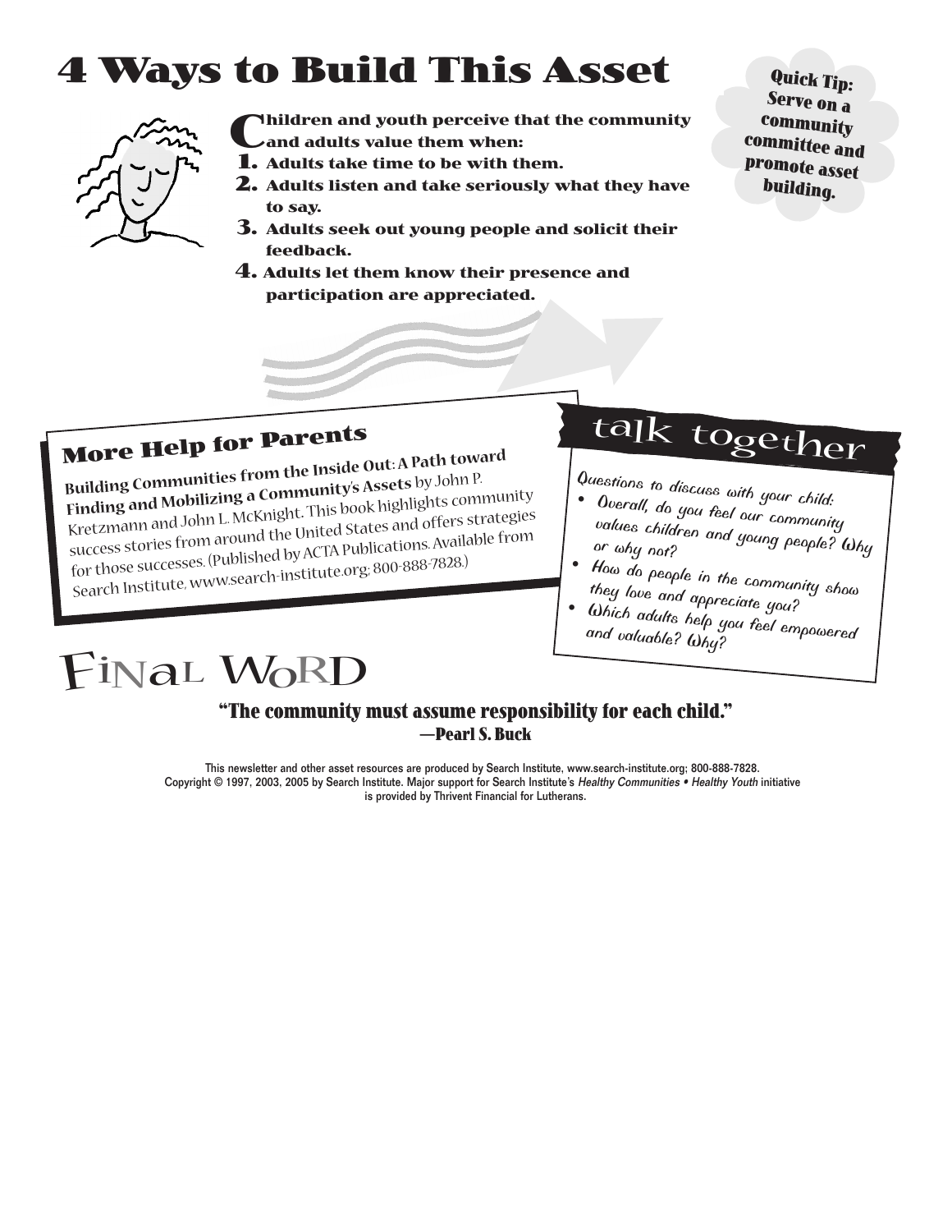# 4 Ways to Build This Asset

**Children and youth perceive that the community and adults value them when:**

1. **Adults take time to be with them.**
2. **Adults listen and take seriously what they have to say.**
3. **Adults seek out young people and solicit their feedback.**
4. **Adults let them know their presence and participation are appreciated.**

**Quick Tip: Serve on a community committee and promote asset building.**

## More Help for Parents

**Building Communities from the Inside Out: A Path toward Finding and Mobilizing a Community's Assets** by John P. Kretzmann and John L. McKnight. This book highlights community success stories from around the United States and offers strategies for those successes. (Published by ACTA Publications. Available from Search Institute, www.search-institute.org; 800-888-7828.)

## talk together

Questions to discuss with your child:

- Overall, do you feel our community values children and young people? Why or why not?
- How do people in the community show they love and appreciate you?
- Which adults help you feel empowered and valuable? Why?

## Final Word

**"The community must assume responsibility for each child."**
**—Pearl S. Buck**

This newsletter and other asset resources are produced by Search Institute, www.search-institute.org; 800-888-7828. Copyright © 1997, 2003, 2005 by Search Institute. Major support for Search Institute's *Healthy Communities • Healthy Youth* initiative is provided by Thrivent Financial for Lutherans.